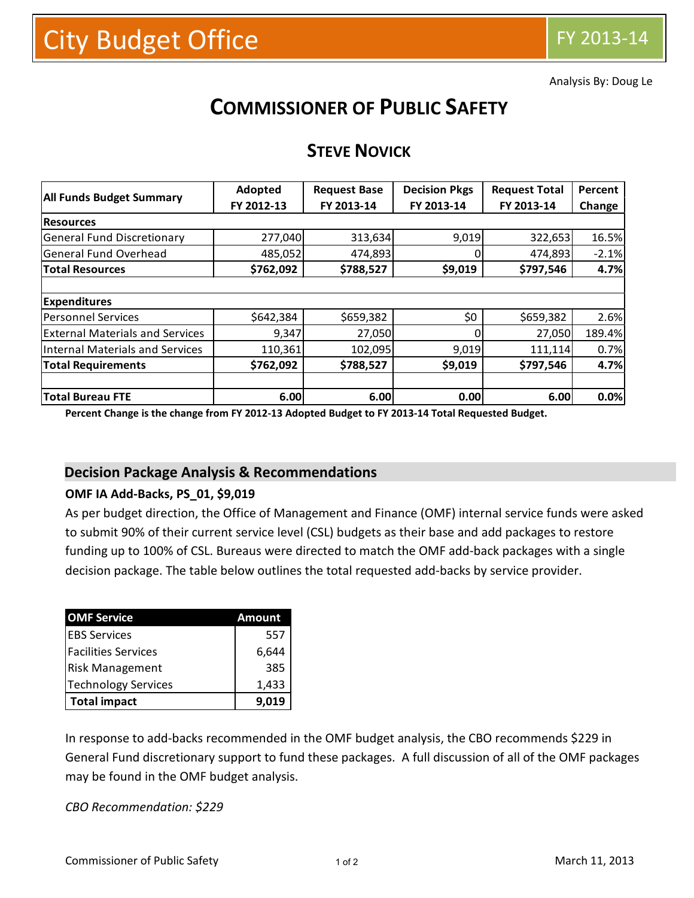# City Budget Office

FY 2013-14

Analysis By: Doug Le

# COMMISSIONER OF PUBLIC SAFETY

## STEVE NOVICK

| All Funds Budget Summary | Adopted FY 2012-13 | Request Base FY 2013-14 | Decision Pkgs FY 2013-14 | Request Total FY 2013-14 | Percent Change |
|---|---|---|---|---|---|
| **Resources** | | | | | |
| General Fund Discretionary | 277,040 | 313,634 | 9,019 | 322,653 | 16.5% |
| General Fund Overhead | 485,052 | 474,893 | 0 | 474,893 | -2.1% |
| **Total Resources** | **$762,092** | **$788,527** | **$9,019** | **$797,546** | **4.7%** |
| | | | | | |
| **Expenditures** | | | | | |
| Personnel Services | $642,384 | $659,382 | $0 | $659,382 | 2.6% |
| External Materials and Services | 9,347 | 27,050 | 0 | 27,050 | 189.4% |
| Internal Materials and Services | 110,361 | 102,095 | 9,019 | 111,114 | 0.7% |
| **Total Requirements** | **$762,092** | **$788,527** | **$9,019** | **$797,546** | **4.7%** |
| | | | | | |
| **Total Bureau FTE** | **6.00** | **6.00** | **0.00** | **6.00** | **0.0%** |

**Percent Change is the change from FY 2012-13 Adopted Budget to FY 2013-14 Total Requested Budget.**

## Decision Package Analysis & Recommendations

**OMF IA Add-Backs, PS_01, $9,019**

As per budget direction, the Office of Management and Finance (OMF) internal service funds were asked to submit 90% of their current service level (CSL) budgets as their base and add packages to restore funding up to 100% of CSL. Bureaus were directed to match the OMF add-back packages with a single decision package. The table below outlines the total requested add-backs by service provider.

| OMF Service | Amount |
|---|---|
| EBS Services | 557 |
| Facilities Services | 6,644 |
| Risk Management | 385 |
| Technology Services | 1,433 |
| **Total impact** | **9,019** |

In response to add-backs recommended in the OMF budget analysis, the CBO recommends $229 in General Fund discretionary support to fund these packages. A full discussion of all of the OMF packages may be found in the OMF budget analysis.

*CBO Recommendation: $229*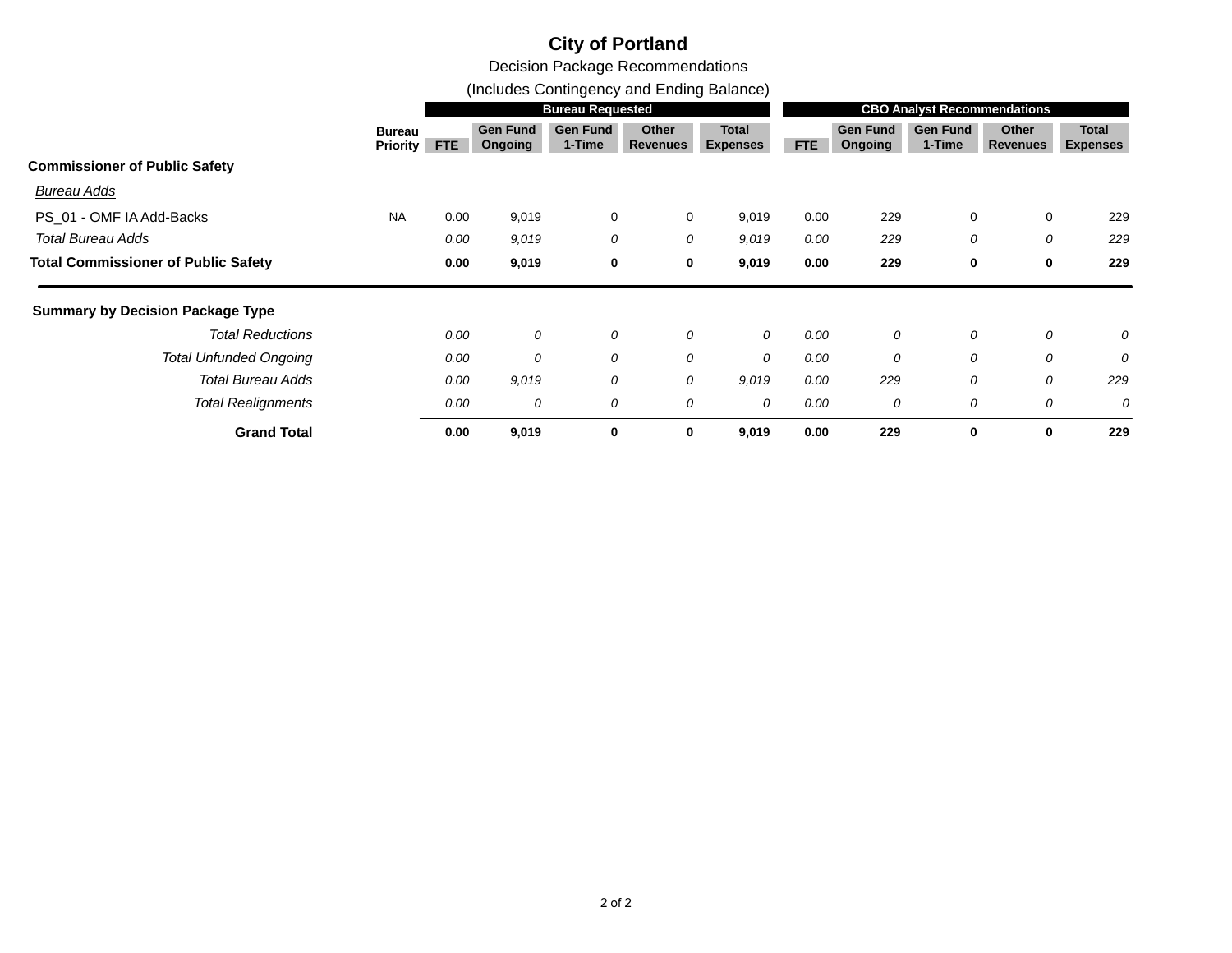# City of Portland

Decision Package Recommendations

(Includes Contingency and Ending Balance)

| | Bureau Priority | Bureau Requested | | | | | CBO Analyst Recommendations | | | | |
|---|---|---|---|---|---|---|---|---|---|---|---|
| | | FTE | Gen Fund Ongoing | Gen Fund 1-Time | Other Revenues | Total Expenses | FTE | Gen Fund Ongoing | Gen Fund 1-Time | Other Revenues | Total Expenses |
| **Commissioner of Public Safety** | | | | | | | | | | | |
| *Bureau Adds* | | | | | | | | | | | |
| PS_01 - OMF IA Add-Backs | NA | 0.00 | 9,019 | 0 | 0 | 9,019 | 0.00 | 229 | 0 | 0 | 229 |
| *Total Bureau Adds* | | *0.00* | *9,019* | *0* | *0* | *9,019* | *0.00* | *229* | *0* | *0* | *229* |
| **Total Commissioner of Public Safety** | | **0.00** | **9,019** | **0** | **0** | **9,019** | **0.00** | **229** | **0** | **0** | **229** |
| **Summary by Decision Package Type** | | | | | | | | | | | |
| *Total Reductions* | | *0.00* | *0* | *0* | *0* | *0* | *0.00* | *0* | *0* | *0* | *0* |
| *Total Unfunded Ongoing* | | *0.00* | *0* | *0* | *0* | *0* | *0.00* | *0* | *0* | *0* | *0* |
| *Total Bureau Adds* | | *0.00* | *9,019* | *0* | *0* | *9,019* | *0.00* | *229* | *0* | *0* | *229* |
| *Total Realignments* | | *0.00* | *0* | *0* | *0* | *0* | *0.00* | *0* | *0* | *0* | *0* |
| **Grand Total** | | **0.00** | **9,019** | **0** | **0** | **9,019** | **0.00** | **229** | **0** | **0** | **229** |